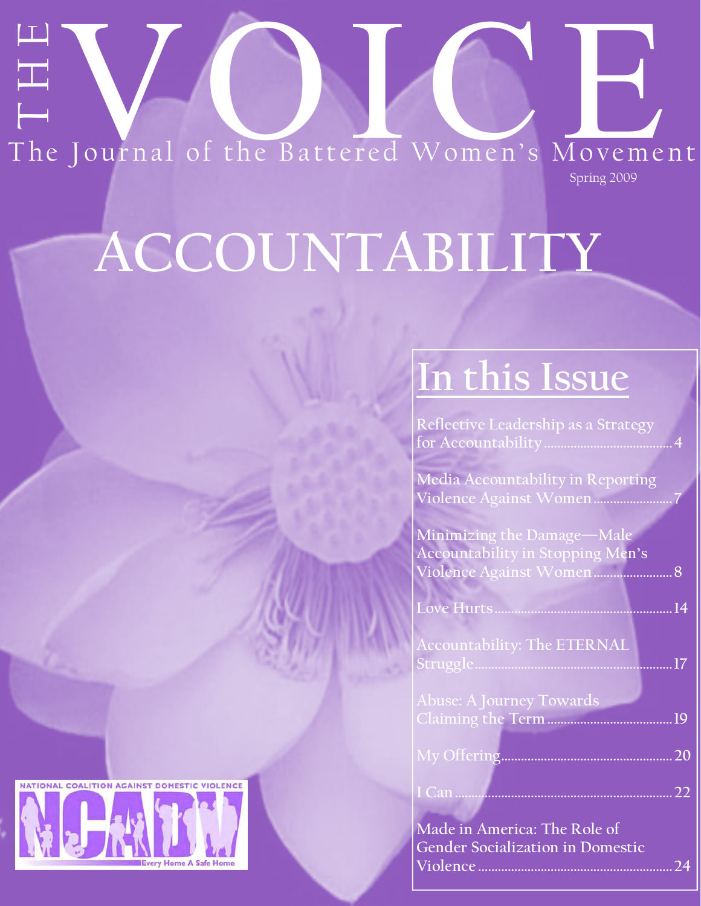# THE VOICE

The Journal of the Battered Women's Movement

Spring 2009

# ACCOUNTABILITY

## In this Issue

Reflective Leadership as a Strategy for Accountability....................................4

Media Accountability in Reporting Violence Against Women........................7

Minimizing the Damage—Male Accountability in Stopping Men's Violence Against Women........................8

Love Hurts........................................................14

Accountability: The ETERNAL Struggle............................................................17

Abuse: A Journey Towards Claiming the Term.......................................19

My Offering....................................................20

I Can...............................................................22

Made in America: The Role of Gender Socialization in Domestic Violence...........................................................24

NATIONAL COALITION AGAINST DOMESTIC VIOLENCE

NCADV

Every Home A Safe Home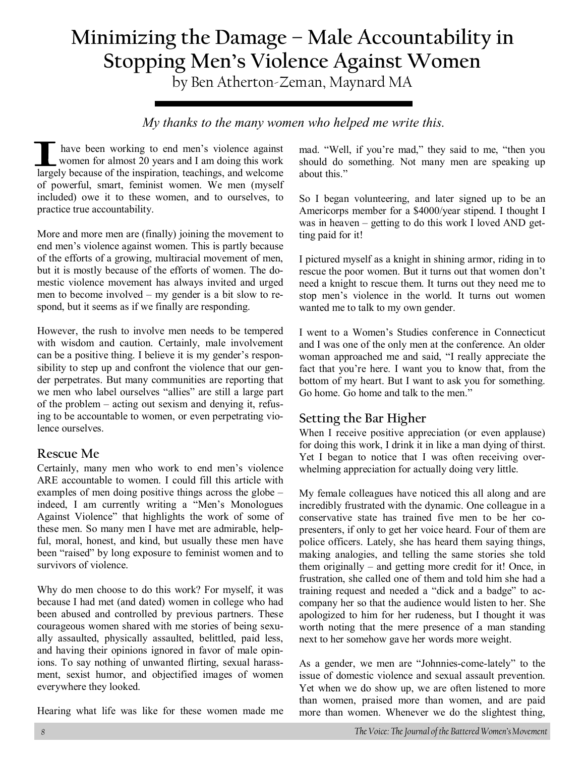# Minimizing the Damage – Male Accountability in Stopping Men's Violence Against Women

by Ben Atherton-Zeman, Maynard MA

*My thanks to the many women who helped me write this.*

I have been working to end men's violence against women for almost 20 years and I am doing this work largely because of the inspiration, teachings, and welcome of powerful, smart, feminist women. We men (myself included) owe it to these women, and to ourselves, to practice true accountability.

More and more men are (finally) joining the movement to end men's violence against women. This is partly because of the efforts of a growing, multiracial movement of men, but it is mostly because of the efforts of women. The domestic violence movement has always invited and urged men to become involved – my gender is a bit slow to respond, but it seems as if we finally are responding.

However, the rush to involve men needs to be tempered with wisdom and caution. Certainly, male involvement can be a positive thing. I believe it is my gender's responsibility to step up and confront the violence that our gender perpetrates. But many communities are reporting that we men who label ourselves "allies" are still a large part of the problem – acting out sexism and denying it, refusing to be accountable to women, or even perpetrating violence ourselves.

## Rescue Me

Certainly, many men who work to end men's violence ARE accountable to women. I could fill this article with examples of men doing positive things across the globe – indeed, I am currently writing a "Men's Monologues Against Violence" that highlights the work of some of these men. So many men I have met are admirable, helpful, moral, honest, and kind, but usually these men have been "raised" by long exposure to feminist women and to survivors of violence.

Why do men choose to do this work? For myself, it was because I had met (and dated) women in college who had been abused and controlled by previous partners. These courageous women shared with me stories of being sexually assaulted, physically assaulted, belittled, paid less, and having their opinions ignored in favor of male opinions. To say nothing of unwanted flirting, sexual harassment, sexist humor, and objectified images of women everywhere they looked.

Hearing what life was like for these women made me mad. "Well, if you're mad," they said to me, "then you should do something. Not many men are speaking up about this."

So I began volunteering, and later signed up to be an Americorps member for a $4000/year stipend. I thought I was in heaven – getting to do this work I loved AND getting paid for it!

I pictured myself as a knight in shining armor, riding in to rescue the poor women. But it turns out that women don't need a knight to rescue them. It turns out they need me to stop men's violence in the world. It turns out women wanted me to talk to my own gender.

I went to a Women's Studies conference in Connecticut and I was one of the only men at the conference. An older woman approached me and said, "I really appreciate the fact that you're here. I want you to know that, from the bottom of my heart. But I want to ask you for something. Go home. Go home and talk to the men."

## Setting the Bar Higher

When I receive positive appreciation (or even applause) for doing this work, I drink it in like a man dying of thirst. Yet I began to notice that I was often receiving overwhelming appreciation for actually doing very little.

My female colleagues have noticed this all along and are incredibly frustrated with the dynamic. One colleague in a conservative state has trained five men to be her co-presenters, if only to get her voice heard. Four of them are police officers. Lately, she has heard them saying things, making analogies, and telling the same stories she told them originally – and getting more credit for it! Once, in frustration, she called one of them and told him she had a training request and needed a "dick and a badge" to accompany her so that the audience would listen to her. She apologized to him for her rudeness, but I thought it was worth noting that the mere presence of a man standing next to her somehow gave her words more weight.

As a gender, we men are "Johnnies-come-lately" to the issue of domestic violence and sexual assault prevention. Yet when we do show up, we are often listened to more than women, praised more than women, and are paid more than women. Whenever we do the slightest thing,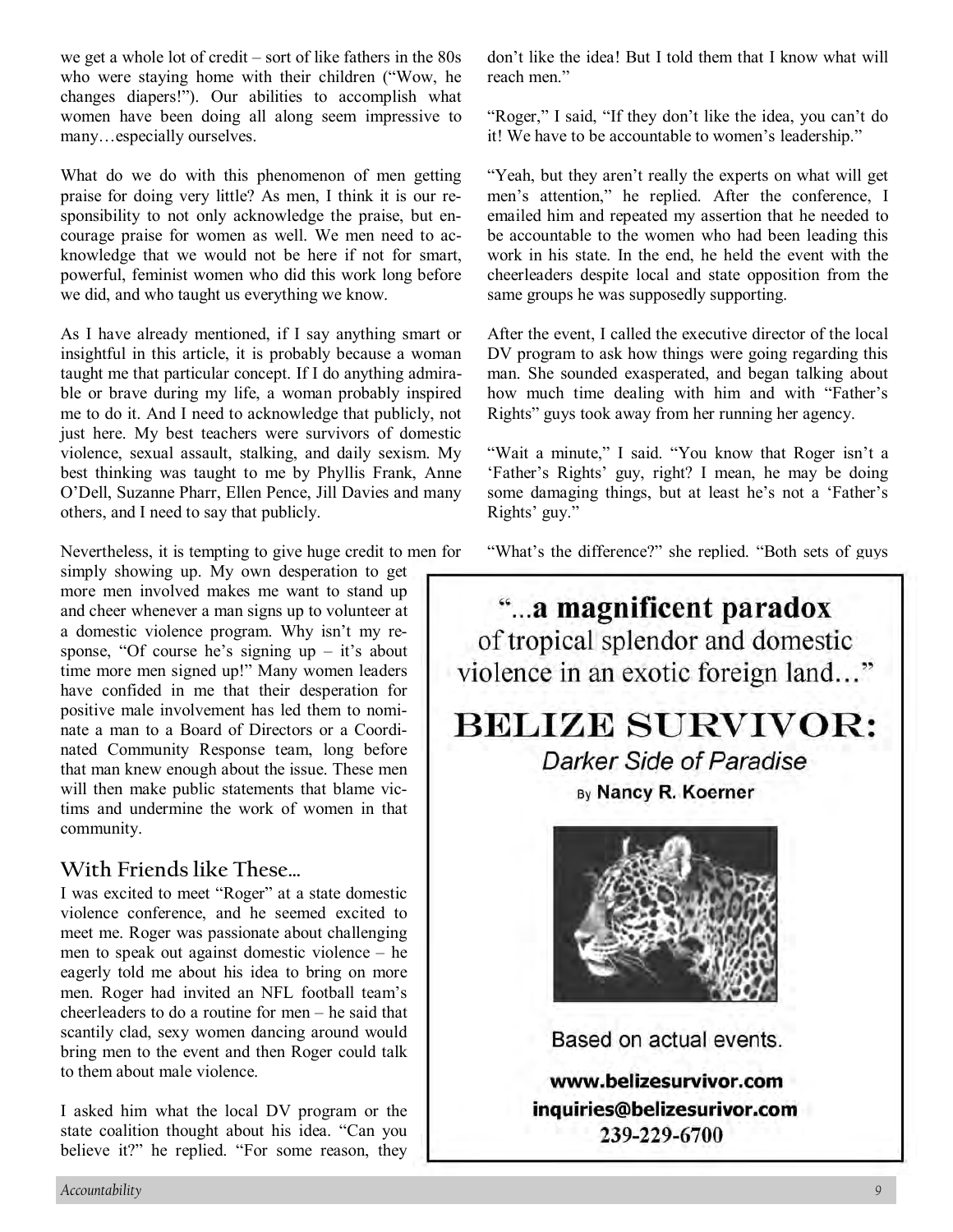we get a whole lot of credit – sort of like fathers in the 80s who were staying home with their children ("Wow, he changes diapers!"). Our abilities to accomplish what women have been doing all along seem impressive to many…especially ourselves.

What do we do with this phenomenon of men getting praise for doing very little? As men, I think it is our responsibility to not only acknowledge the praise, but encourage praise for women as well. We men need to acknowledge that we would not be here if not for smart, powerful, feminist women who did this work long before we did, and who taught us everything we know.

As I have already mentioned, if I say anything smart or insightful in this article, it is probably because a woman taught me that particular concept. If I do anything admirable or brave during my life, a woman probably inspired me to do it. And I need to acknowledge that publicly, not just here. My best teachers were survivors of domestic violence, sexual assault, stalking, and daily sexism. My best thinking was taught to me by Phyllis Frank, Anne O'Dell, Suzanne Pharr, Ellen Pence, Jill Davies and many others, and I need to say that publicly.

Nevertheless, it is tempting to give huge credit to men for simply showing up. My own desperation to get more men involved makes me want to stand up and cheer whenever a man signs up to volunteer at a domestic violence program. Why isn't my response, "Of course he's signing up – it's about time more men signed up!" Many women leaders have confided in me that their desperation for positive male involvement has led them to nominate a man to a Board of Directors or a Coordinated Community Response team, long before that man knew enough about the issue. These men will then make public statements that blame victims and undermine the work of women in that community.

## With Friends like These…

I was excited to meet "Roger" at a state domestic violence conference, and he seemed excited to meet me. Roger was passionate about challenging men to speak out against domestic violence – he eagerly told me about his idea to bring on more men. Roger had invited an NFL football team's cheerleaders to do a routine for men – he said that scantily clad, sexy women dancing around would bring men to the event and then Roger could talk to them about male violence.

I asked him what the local DV program or the state coalition thought about his idea. "Can you believe it?" he replied. "For some reason, they don't like the idea! But I told them that I know what will reach men."

"Roger," I said, "If they don't like the idea, you can't do it! We have to be accountable to women's leadership."

"Yeah, but they aren't really the experts on what will get men's attention," he replied. After the conference, I emailed him and repeated my assertion that he needed to be accountable to the women who had been leading this work in his state. In the end, he held the event with the cheerleaders despite local and state opposition from the same groups he was supposedly supporting.

After the event, I called the executive director of the local DV program to ask how things were going regarding this man. She sounded exasperated, and began talking about how much time dealing with him and with "Father's Rights" guys took away from her running her agency.

"Wait a minute," I said. "You know that Roger isn't a 'Father's Rights' guy, right? I mean, he may be doing some damaging things, but at least he's not a 'Father's Rights' guy."

"What's the difference?" she replied. "Both sets of guys

"…**a magnificent paradox** of tropical splendor and domestic violence in an exotic foreign land…"

**BELIZE SURVIVOR:**
*Darker Side of Paradise*
By **Nancy R. Koerner**

Based on actual events.

**www.belizesurvivor.com**
**inquiries@belizesurivor.com**
**239-229-6700**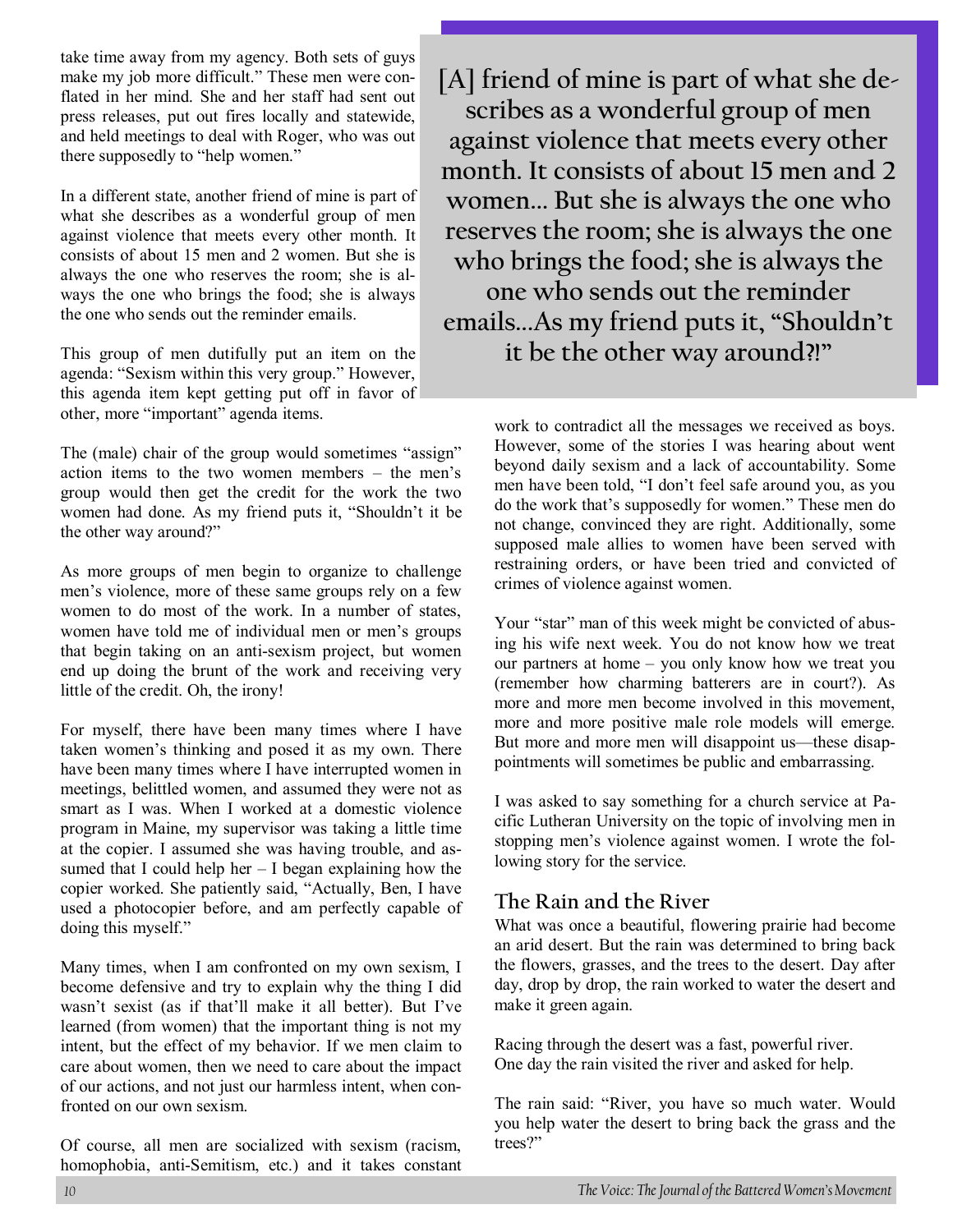take time away from my agency. Both sets of guys make my job more difficult." These men were conflated in her mind. She and her staff had sent out press releases, put out fires locally and statewide, and held meetings to deal with Roger, who was out there supposedly to "help women."

In a different state, another friend of mine is part of what she describes as a wonderful group of men against violence that meets every other month. It consists of about 15 men and 2 women. But she is always the one who reserves the room; she is always the one who brings the food; she is always the one who sends out the reminder emails.

This group of men dutifully put an item on the agenda: "Sexism within this very group." However, this agenda item kept getting put off in favor of other, more "important" agenda items.

The (male) chair of the group would sometimes "assign" action items to the two women members – the men's group would then get the credit for the work the two women had done. As my friend puts it, "Shouldn't it be the other way around?"

As more groups of men begin to organize to challenge men's violence, more of these same groups rely on a few women to do most of the work. In a number of states, women have told me of individual men or men's groups that begin taking on an anti-sexism project, but women end up doing the brunt of the work and receiving very little of the credit. Oh, the irony!

For myself, there have been many times where I have taken women's thinking and posed it as my own. There have been many times where I have interrupted women in meetings, belittled women, and assumed they were not as smart as I was. When I worked at a domestic violence program in Maine, my supervisor was taking a little time at the copier. I assumed she was having trouble, and assumed that I could help her – I began explaining how the copier worked. She patiently said, "Actually, Ben, I have used a photocopier before, and am perfectly capable of doing this myself."

Many times, when I am confronted on my own sexism, I become defensive and try to explain why the thing I did wasn't sexist (as if that'll make it all better). But I've learned (from women) that the important thing is not my intent, but the effect of my behavior. If we men claim to care about women, then we need to care about the impact of our actions, and not just our harmless intent, when confronted on our own sexism.

Of course, all men are socialized with sexism (racism, homophobia, anti-Semitism, etc.) and it takes constant work to contradict all the messages we received as boys. However, some of the stories I was hearing about went beyond daily sexism and a lack of accountability. Some men have been told, "I don't feel safe around you, as you do the work that's supposedly for women." These men do not change, convinced they are right. Additionally, some supposed male allies to women have been served with restraining orders, or have been tried and convicted of crimes of violence against women.

> [A] friend of mine is part of what she describes as a wonderful group of men against violence that meets every other month. It consists of about 15 men and 2 women… But she is always the one who reserves the room; she is always the one who brings the food; she is always the one who sends out the reminder emails…As my friend puts it, "Shouldn't it be the other way around?!"

Your "star" man of this week might be convicted of abusing his wife next week. You do not know how we treat our partners at home – you only know how we treat you (remember how charming batterers are in court?). As more and more men become involved in this movement, more and more positive male role models will emerge. But more and more men will disappoint us—these disappointments will sometimes be public and embarrassing.

I was asked to say something for a church service at Pacific Lutheran University on the topic of involving men in stopping men's violence against women. I wrote the following story for the service.

## The Rain and the River

What was once a beautiful, flowering prairie had become an arid desert. But the rain was determined to bring back the flowers, grasses, and the trees to the desert. Day after day, drop by drop, the rain worked to water the desert and make it green again.

Racing through the desert was a fast, powerful river.
One day the rain visited the river and asked for help.

The rain said: "River, you have so much water. Would you help water the desert to bring back the grass and the trees?"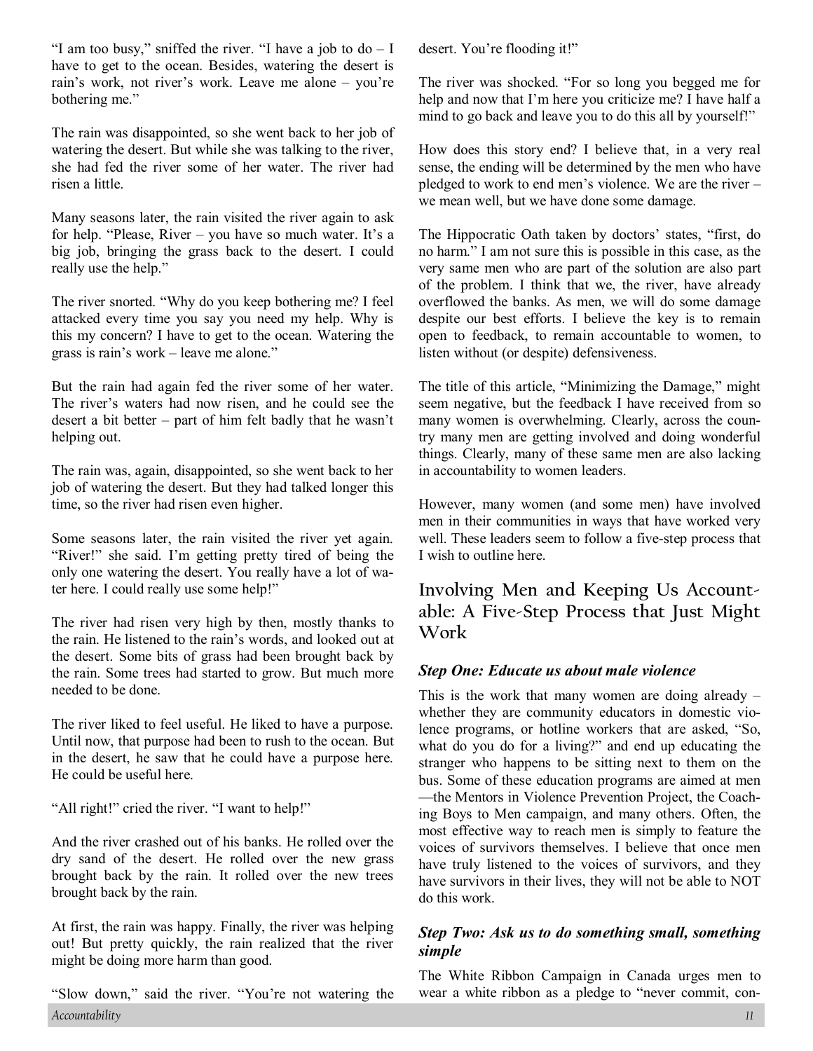"I am too busy," sniffed the river. "I have a job to do – I have to get to the ocean. Besides, watering the desert is rain's work, not river's work. Leave me alone – you're bothering me."

The rain was disappointed, so she went back to her job of watering the desert. But while she was talking to the river, she had fed the river some of her water. The river had risen a little.

Many seasons later, the rain visited the river again to ask for help. "Please, River – you have so much water. It's a big job, bringing the grass back to the desert. I could really use the help."

The river snorted. "Why do you keep bothering me? I feel attacked every time you say you need my help. Why is this my concern? I have to get to the ocean. Watering the grass is rain's work – leave me alone."

But the rain had again fed the river some of her water. The river's waters had now risen, and he could see the desert a bit better – part of him felt badly that he wasn't helping out.

The rain was, again, disappointed, so she went back to her job of watering the desert. But they had talked longer this time, so the river had risen even higher.

Some seasons later, the rain visited the river yet again. "River!" she said. I'm getting pretty tired of being the only one watering the desert. You really have a lot of water here. I could really use some help!"

The river had risen very high by then, mostly thanks to the rain. He listened to the rain's words, and looked out at the desert. Some bits of grass had been brought back by the rain. Some trees had started to grow. But much more needed to be done.

The river liked to feel useful. He liked to have a purpose. Until now, that purpose had been to rush to the ocean. But in the desert, he saw that he could have a purpose here. He could be useful here.

"All right!" cried the river. "I want to help!"

And the river crashed out of his banks. He rolled over the dry sand of the desert. He rolled over the new grass brought back by the rain. It rolled over the new trees brought back by the rain.

At first, the rain was happy. Finally, the river was helping out! But pretty quickly, the rain realized that the river might be doing more harm than good.

"Slow down," said the river. "You're not watering the desert. You're flooding it!"

The river was shocked. "For so long you begged me for help and now that I'm here you criticize me? I have half a mind to go back and leave you to do this all by yourself!"

How does this story end? I believe that, in a very real sense, the ending will be determined by the men who have pledged to work to end men's violence. We are the river – we mean well, but we have done some damage.

The Hippocratic Oath taken by doctors' states, "first, do no harm." I am not sure this is possible in this case, as the very same men who are part of the solution are also part of the problem. I think that we, the river, have already overflowed the banks. As men, we will do some damage despite our best efforts. I believe the key is to remain open to feedback, to remain accountable to women, to listen without (or despite) defensiveness.

The title of this article, "Minimizing the Damage," might seem negative, but the feedback I have received from so many women is overwhelming. Clearly, across the country many men are getting involved and doing wonderful things. Clearly, many of these same men are also lacking in accountability to women leaders.

However, many women (and some men) have involved men in their communities in ways that have worked very well. These leaders seem to follow a five-step process that I wish to outline here.

## Involving Men and Keeping Us Accountable: A Five-Step Process that Just Might Work

### *Step One: Educate us about male violence*

This is the work that many women are doing already – whether they are community educators in domestic violence programs, or hotline workers that are asked, "So, what do you do for a living?" and end up educating the stranger who happens to be sitting next to them on the bus. Some of these education programs are aimed at men —the Mentors in Violence Prevention Project, the Coaching Boys to Men campaign, and many others. Often, the most effective way to reach men is simply to feature the voices of survivors themselves. I believe that once men have truly listened to the voices of survivors, and they have survivors in their lives, they will not be able to NOT do this work.

### *Step Two: Ask us to do something small, something simple*

The White Ribbon Campaign in Canada urges men to wear a white ribbon as a pledge to "never commit, con-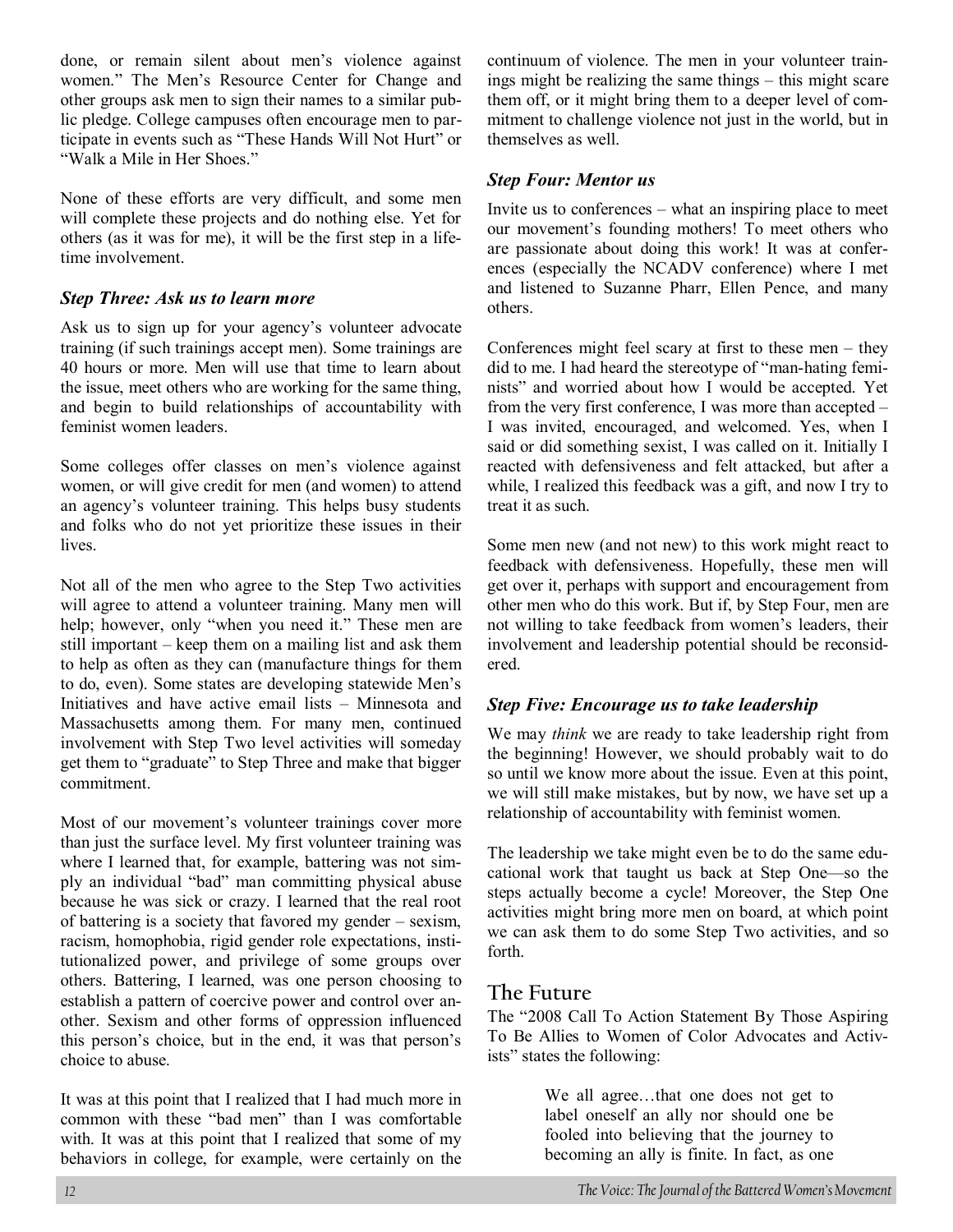done, or remain silent about men's violence against women." The Men's Resource Center for Change and other groups ask men to sign their names to a similar public pledge. College campuses often encourage men to participate in events such as "These Hands Will Not Hurt" or "Walk a Mile in Her Shoes."

None of these efforts are very difficult, and some men will complete these projects and do nothing else. Yet for others (as it was for me), it will be the first step in a lifetime involvement.

### *Step Three: Ask us to learn more*

Ask us to sign up for your agency's volunteer advocate training (if such trainings accept men). Some trainings are 40 hours or more. Men will use that time to learn about the issue, meet others who are working for the same thing, and begin to build relationships of accountability with feminist women leaders.

Some colleges offer classes on men's violence against women, or will give credit for men (and women) to attend an agency's volunteer training. This helps busy students and folks who do not yet prioritize these issues in their lives.

Not all of the men who agree to the Step Two activities will agree to attend a volunteer training. Many men will help; however, only "when you need it." These men are still important – keep them on a mailing list and ask them to help as often as they can (manufacture things for them to do, even). Some states are developing statewide Men's Initiatives and have active email lists – Minnesota and Massachusetts among them. For many men, continued involvement with Step Two level activities will someday get them to "graduate" to Step Three and make that bigger commitment.

Most of our movement's volunteer trainings cover more than just the surface level. My first volunteer training was where I learned that, for example, battering was not simply an individual "bad" man committing physical abuse because he was sick or crazy. I learned that the real root of battering is a society that favored my gender – sexism, racism, homophobia, rigid gender role expectations, institutionalized power, and privilege of some groups over others. Battering, I learned, was one person choosing to establish a pattern of coercive power and control over another. Sexism and other forms of oppression influenced this person's choice, but in the end, it was that person's choice to abuse.

It was at this point that I realized that I had much more in common with these "bad men" than I was comfortable with. It was at this point that I realized that some of my behaviors in college, for example, were certainly on the continuum of violence. The men in your volunteer trainings might be realizing the same things – this might scare them off, or it might bring them to a deeper level of commitment to challenge violence not just in the world, but in themselves as well.

### *Step Four: Mentor us*

Invite us to conferences – what an inspiring place to meet our movement's founding mothers! To meet others who are passionate about doing this work! It was at conferences (especially the NCADV conference) where I met and listened to Suzanne Pharr, Ellen Pence, and many others.

Conferences might feel scary at first to these men – they did to me. I had heard the stereotype of "man-hating feminists" and worried about how I would be accepted. Yet from the very first conference, I was more than accepted – I was invited, encouraged, and welcomed. Yes, when I said or did something sexist, I was called on it. Initially I reacted with defensiveness and felt attacked, but after a while, I realized this feedback was a gift, and now I try to treat it as such.

Some men new (and not new) to this work might react to feedback with defensiveness. Hopefully, these men will get over it, perhaps with support and encouragement from other men who do this work. But if, by Step Four, men are not willing to take feedback from women's leaders, their involvement and leadership potential should be reconsidered.

### *Step Five: Encourage us to take leadership*

We may *think* we are ready to take leadership right from the beginning! However, we should probably wait to do so until we know more about the issue. Even at this point, we will still make mistakes, but by now, we have set up a relationship of accountability with feminist women.

The leadership we take might even be to do the same educational work that taught us back at Step One—so the steps actually become a cycle! Moreover, the Step One activities might bring more men on board, at which point we can ask them to do some Step Two activities, and so forth.

## The Future

The "2008 Call To Action Statement By Those Aspiring To Be Allies to Women of Color Advocates and Activists" states the following:

> We all agree…that one does not get to label oneself an ally nor should one be fooled into believing that the journey to becoming an ally is finite. In fact, as one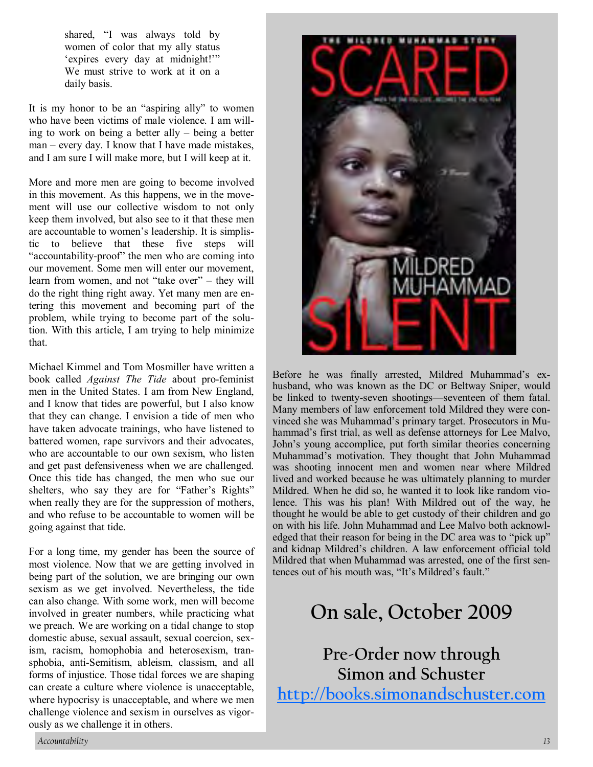shared, "I was always told by women of color that my ally status 'expires every day at midnight!'" We must strive to work at it on a daily basis.

It is my honor to be an "aspiring ally" to women who have been victims of male violence. I am willing to work on being a better ally – being a better man – every day. I know that I have made mistakes, and I am sure I will make more, but I will keep at it.

More and more men are going to become involved in this movement. As this happens, we in the movement will use our collective wisdom to not only keep them involved, but also see to it that these men are accountable to women's leadership. It is simplistic to believe that these five steps will "accountability-proof" the men who are coming into our movement. Some men will enter our movement, learn from women, and not "take over" – they will do the right thing right away. Yet many men are entering this movement and becoming part of the problem, while trying to become part of the solution. With this article, I am trying to help minimize that.

Michael Kimmel and Tom Mosmiller have written a book called *Against The Tide* about pro-feminist men in the United States. I am from New England, and I know that tides are powerful, but I also know that they can change. I envision a tide of men who have taken advocate trainings, who have listened to battered women, rape survivors and their advocates, who are accountable to our own sexism, who listen and get past defensiveness when we are challenged. Once this tide has changed, the men who sue our shelters, who say they are for "Father's Rights" when really they are for the suppression of mothers, and who refuse to be accountable to women will be going against that tide.

For a long time, my gender has been the source of most violence. Now that we are getting involved in being part of the solution, we are bringing our own sexism as we get involved. Nevertheless, the tide can also change. With some work, men will become involved in greater numbers, while practicing what we preach. We are working on a tidal change to stop domestic abuse, sexual assault, sexual coercion, sexism, racism, homophobia and heterosexism, transphobia, anti-Semitism, ableism, classism, and all forms of injustice. Those tidal forces we are shaping can create a culture where violence is unacceptable, where hypocrisy is unacceptable, and where we men challenge violence and sexism in ourselves as vigorously as we challenge it in others.

THE MILDRED MUHAMMAD STORY

SCARED SILENT

WHEN THE ONE YOU LOVE... BECOMES THE ONE YOU FEAR

A Memoir

MILDRED MUHAMMAD

Before he was finally arrested, Mildred Muhammad's ex-husband, who was known as the DC or Beltway Sniper, would be linked to twenty-seven shootings—seventeen of them fatal. Many members of law enforcement told Mildred they were convinced she was Muhammad's primary target. Prosecutors in Muhammad's first trial, as well as defense attorneys for Lee Malvo, John's young accomplice, put forth similar theories concerning Muhammad's motivation. They thought that John Muhammad was shooting innocent men and women near where Mildred lived and worked because he was ultimately planning to murder Mildred. When he did so, he wanted it to look like random violence. This was his plan! With Mildred out of the way, he thought he would be able to get custody of their children and go on with his life. John Muhammad and Lee Malvo both acknowledged that their reason for being in the DC area was to "pick up" and kidnap Mildred's children. A law enforcement official told Mildred that when Muhammad was arrested, one of the first sentences out of his mouth was, "It's Mildred's fault."

## On sale, October 2009

### Pre-Order now through Simon and Schuster

http://books.simonandschuster.com